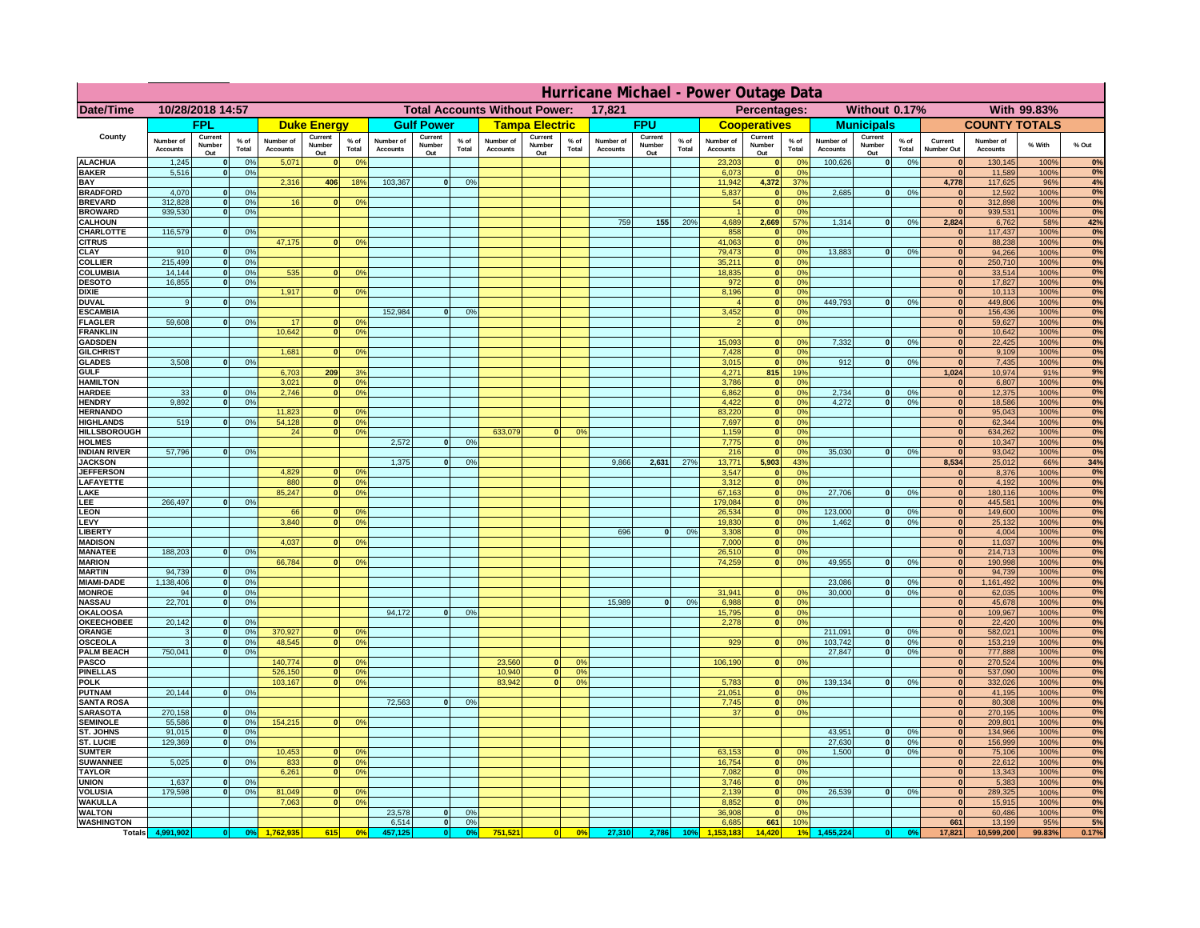# Hurricane Michael - Power Outage Data

| Date/Time | 10/28/2018 14:57 | | | | Total Accounts Without Power: | | 17,821 | | | Percentages: | | Without 0.17% | | | With 99.83% | | | | | | | | | | | | | | | | | |
|---|---|---|---|---|---|---|---|---|---|---|---|---|---|---|---|---|---|---|---|---|---|---|---|---|---|---|---|---|---|---|---|---|
| County | FPL | | | Duke Energy | | | Gulf Power | | | Tampa Electric | | | FPU | | | Cooperatives | | | Municipals | | | COUNTY TOTALS | | | | | | | | | | |
| | Number of Accounts | Current Number Out | % of Total | Number of Accounts | Current Number Out | % of Total | Number of Accounts | Current Number Out | % of Total | Number of Accounts | Current Number Out | % of Total | Number of Accounts | Current Number Out | % of Total | Number of Accounts | Current Number Out | % of Total | Number of Accounts | Current Number Out | % of Total | Current Number Out | Number of Accounts | % With | % Out | | | | | | | |
| ALACHUA | 1,245 | 0 | 0% | 5,071 | 0 | 0% | | | | | | | | | | 23,203 | 0 | 0% | 100,626 | 0 | 0% | 0 | 130,145 | 100% | 0% | | | | | | | |
| BAKER | 5,516 | 0 | 0% | | | | | | | | | | | | | 6,073 | 0 | 0% | | | | 0 | 11,589 | 100% | 0% | | | | | | | |
| BAY | | | | 2,316 | 406 | 18% | 103,367 | 0 | 0% | | | | | | | 11,942 | 4,372 | 37% | | | | 4,778 | 117,625 | 96% | 4% | | | | | | | |
| BRADFORD | 4,070 | 0 | 0% | | | | | | | | | | | | | 5,837 | 0 | 0% | 2,685 | 0 | 0% | 0 | 12,592 | 100% | 0% | | | | | | | |
| BREVARD | 312,828 | 0 | 0% | 16 | 0 | 0% | | | | | | | | | | 54 | 0 | 0% | | | | 0 | 312,898 | 100% | 0% | | | | | | | |
| BROWARD | 939,530 | 0 | 0% | | | | | | | | | | | | | 1 | 0 | 0% | | | | 0 | 939,531 | 100% | 0% | | | | | | | |
| CALHOUN | | | | | | | | | | | | | 759 | 155 | 20% | 4,689 | 2,669 | 57% | 1,314 | 0 | 0% | 2,824 | 6,762 | 58% | 42% | | | | | | | |
| CHARLOTTE | 116,579 | 0 | 0% | | | | | | | | | | | | | 858 | 0 | 0% | | | | 0 | 117,437 | 100% | 0% | | | | | | | |
| CITRUS | | | | 47,175 | 0 | 0% | | | | | | | | | | 41,063 | 0 | 0% | | | | 0 | 88,238 | 100% | 0% | | | | | | | |
| CLAY | 910 | 0 | 0% | | | | | | | | | | | | | 79,473 | 0 | 0% | 13,883 | 0 | 0% | 0 | 94,266 | 100% | 0% | | | | | | | |
| COLLIER | 215,499 | 0 | 0% | | | | | | | | | | | | | 35,211 | 0 | 0% | | | | 0 | 250,710 | 100% | 0% | | | | | | | |
| COLUMBIA | 14,144 | 0 | 0% | 535 | 0 | 0% | | | | | | | | | | 18,835 | 0 | 0% | | | | 0 | 33,514 | 100% | 0% | | | | | | | |
| DESOTO | 16,855 | 0 | 0% | | | | | | | | | | | | | 972 | 0 | 0% | | | | 0 | 17,827 | 100% | 0% | | | | | | | |
| DIXIE | | | | 1,917 | 0 | 0% | | | | | | | | | | 8,196 | 0 | 0% | | | | 0 | 10,113 | 100% | 0% | | | | | | | |
| DUVAL | 9 | 0 | 0% | | | | | | | | | | | | | 4 | 0 | 0% | 449,793 | 0 | 0% | 0 | 449,806 | 100% | 0% | | | | | | | |
| ESCAMBIA | | | | | | | 152,984 | 0 | 0% | | | | | | | 3,452 | 0 | 0% | | | | 0 | 156,436 | 100% | 0% | | | | | | | |
| FLAGLER | 59,608 | 0 | 0% | 17 | 0 | 0% | | | | | | | | | | 2 | 0 | 0% | | | | 0 | 59,627 | 100% | 0% | | | | | | | |
| FRANKLIN | | | | 10,642 | 0 | 0% | | | | | | | | | | | | | | | | 0 | 10,642 | 100% | 0% | | | | | | | |
| GADSDEN | | | | | | | | | | | | | | | | 15,093 | 0 | 0% | 7,332 | 0 | 0% | 0 | 22,425 | 100% | 0% | | | | | | | |
| GILCHRIST | | | | 1,681 | 0 | 0% | | | | | | | | | | 7,428 | 0 | 0% | | | | 0 | 9,109 | 100% | 0% | | | | | | | |
| GLADES | 3,508 | 0 | 0% | | | | | | | | | | | | | 3,015 | 0 | 0% | 912 | 0 | 0% | 0 | 7,435 | 100% | 0% | | | | | | | |
| GULF | | | | 6,703 | 209 | 3% | | | | | | | | | | 4,271 | 815 | 19% | | | | 1,024 | 10,974 | 91% | 9% | | | | | | | |
| HAMILTON | | | | 3,021 | 0 | 0% | | | | | | | | | | 3,786 | 0 | 0% | | | | 0 | 6,807 | 100% | 0% | | | | | | | |
| HARDEE | 33 | 0 | 0% | 2,746 | 0 | 0% | | | | | | | | | | 6,862 | 0 | 0% | 2,734 | 0 | 0% | 0 | 12,375 | 100% | 0% | | | | | | | |
| HENDRY | 9,892 | 0 | 0% | | | | | | | | | | | | | 4,422 | 0 | 0% | 4,272 | 0 | 0% | 0 | 18,586 | 100% | 0% | | | | | | | |
| HERNANDO | | | | 11,823 | 0 | 0% | | | | | | | | | | 83,220 | 0 | 0% | | | | 0 | 95,043 | 100% | 0% | | | | | | | |
| HIGHLANDS | 519 | 0 | 0% | 54,128 | 0 | 0% | | | | | | | | | | 7,697 | 0 | 0% | | | | 0 | 62,344 | 100% | 0% | | | | | | | |
| HILLSBOROUGH | | | | 24 | 0 | 0% | | | | 633,079 | 0 | 0% | | | | 1,159 | 0 | 0% | | | | 0 | 634,262 | 100% | 0% | | | | | | | |
| HOLMES | | | | | | | 2,572 | 0 | 0% | | | | | | | 7,775 | 0 | 0% | | | | 0 | 10,347 | 100% | 0% | | | | | | | |
| INDIAN RIVER | 57,796 | 0 | 0% | | | | | | | | | | | | | 216 | 0 | 0% | 35,030 | 0 | 0% | 0 | 93,042 | 100% | 0% | | | | | | | |
| JACKSON | | | | | | | 1,375 | 0 | 0% | | | | 9,866 | 2,631 | 27% | 13,771 | 5,903 | 43% | | | | 8,534 | 25,012 | 66% | 34% | | | | | | | |
| JEFFERSON | | | | 4,829 | 0 | 0% | | | | | | | | | | 3,547 | 0 | 0% | | | | 0 | 8,376 | 100% | 0% | | | | | | | |
| LAFAYETTE | | | | 880 | 0 | 0% | | | | | | | | | | 3,312 | 0 | 0% | | | | 0 | 4,192 | 100% | 0% | | | | | | | |
| LAKE | | | | 85,247 | 0 | 0% | | | | | | | | | | 67,163 | 0 | 0% | 27,706 | 0 | 0% | 0 | 180,116 | 100% | 0% | | | | | | | |
| LEE | 266,497 | 0 | 0% | | | | | | | | | | | | | 179,084 | 0 | 0% | | | | 0 | 445,581 | 100% | 0% | | | | | | | |
| LEON | | | | 66 | 0 | 0% | | | | | | | | | | 26,534 | 0 | 0% | 123,000 | 0 | 0% | 0 | 149,600 | 100% | 0% | | | | | | | |
| LEVY | | | | 3,840 | 0 | 0% | | | | | | | | | | 19,830 | 0 | 0% | 1,462 | 0 | 0% | 0 | 25,132 | 100% | 0% | | | | | | | |
| LIBERTY | | | | | | | | | | | | | 696 | 0 | 0% | 3,308 | 0 | 0% | | | | 0 | 4,004 | 100% | 0% | | | | | | | |
| MADISON | | | | 4,037 | 0 | 0% | | | | | | | | | | 7,000 | 0 | 0% | | | | 0 | 11,037 | 100% | 0% | | | | | | | |
| MANATEE | 188,203 | 0 | 0% | | | | | | | | | | | | | 26,510 | 0 | 0% | | | | 0 | 214,713 | 100% | 0% | | | | | | | |
| MARION | | | | 66,784 | 0 | 0% | | | | | | | | | | 74,259 | 0 | 0% | 49,955 | 0 | 0% | 0 | 190,998 | 100% | 0% | | | | | | | |
| MARTIN | 94,739 | 0 | 0% | | | | | | | | | | | | | | | | | | | 0 | 94,739 | 100% | 0% | | | | | | | |
| MIAMI-DADE | 1,138,406 | 0 | 0% | | | | | | | | | | | | | | | | 23,086 | 0 | 0% | 0 | 1,161,492 | 100% | 0% | | | | | | | |
| MONROE | 94 | 0 | 0% | | | | | | | | | | | | | 31,941 | 0 | 0% | 30,000 | 0 | 0% | 0 | 62,035 | 100% | 0% | | | | | | | |
| NASSAU | 22,701 | 0 | 0% | | | | | | | | | | 15,989 | 0 | 0% | 6,988 | 0 | 0% | | | | 0 | 45,678 | 100% | 0% | | | | | | | |
| OKALOOSA | | | | | | | 94,172 | 0 | 0% | | | | | | | 15,795 | 0 | 0% | | | | 0 | 109,967 | 100% | 0% | | | | | | | |
| OKEECHOBEE | 20,142 | 0 | 0% | | | | | | | | | | | | | 2,278 | 0 | 0% | | | | 0 | 22,420 | 100% | 0% | | | | | | | |
| ORANGE | 3 | 0 | 0% | 370,927 | 0 | 0% | | | | | | | | | | | | | 211,091 | 0 | 0% | 0 | 582,021 | 100% | 0% | | | | | | | |
| OSCEOLA | 3 | 0 | 0% | 48,545 | 0 | 0% | | | | | | | | | | 929 | 0 | 0% | 103,742 | 0 | 0% | 0 | 153,219 | 100% | 0% | | | | | | | |
| PALM BEACH | 750,041 | 0 | 0% | | | | | | | | | | | | | | | | 27,847 | 0 | 0% | 0 | 777,888 | 100% | 0% | | | | | | | |
| PASCO | | | | 140,774 | 0 | 0% | | | | 23,560 | 0 | 0% | | | | 106,190 | 0 | 0% | | | | 0 | 270,524 | 100% | 0% | | | | | | | |
| PINELLAS | | | | 526,150 | 0 | 0% | | | | 10,940 | 0 | 0% | | | | | | | | | | 0 | 537,090 | 100% | 0% | | | | | | | |
| POLK | | | | 103,167 | 0 | 0% | | | | 83,942 | 0 | 0% | | | | 5,783 | 0 | 0% | 139,134 | 0 | 0% | 0 | 332,026 | 100% | 0% | | | | | | | |
| PUTNAM | 20,144 | 0 | 0% | | | | | | | | | | | | | 21,051 | 0 | 0% | | | | 0 | 41,195 | 100% | 0% | | | | | | | |
| SANTA ROSA | | | | | | | 72,563 | 0 | 0% | | | | | | | 7,745 | 0 | 0% | | | | 0 | 80,308 | 100% | 0% | | | | | | | |
| SARASOTA | 270,158 | 0 | 0% | | | | | | | | | | | | | 37 | 0 | 0% | | | | 0 | 270,195 | 100% | 0% | | | | | | | |
| SEMINOLE | 55,586 | 0 | 0% | 154,215 | 0 | 0% | | | | | | | | | | | | | | | | 0 | 209,801 | 100% | 0% | | | | | | | |
| ST. JOHNS | 91,015 | 0 | 0% | | | | | | | | | | | | | | | | 43,951 | 0 | 0% | 0 | 134,966 | 100% | 0% | | | | | | | |
| ST. LUCIE | 129,369 | 0 | 0% | | | | | | | | | | | | | | | | 27,630 | 0 | 0% | 0 | 156,999 | 100% | 0% | | | | | | | |
| SUMTER | | | | 10,453 | 0 | 0% | | | | | | | | | | 63,153 | 0 | 0% | 1,500 | 0 | 0% | 0 | 75,106 | 100% | 0% | | | | | | | |
| SUWANNEE | 5,025 | 0 | 0% | 833 | 0 | 0% | | | | | | | | | | 16,754 | 0 | 0% | | | | 0 | 22,612 | 100% | 0% | | | | | | | |
| TAYLOR | | | | 6,261 | 0 | 0% | | | | | | | | | | 7,082 | 0 | 0% | | | | 0 | 13,343 | 100% | 0% | | | | | | | |
| UNION | 1,637 | 0 | 0% | | | | | | | | | | | | | 3,746 | 0 | 0% | | | | 0 | 5,383 | 100% | 0% | | | | | | | |
| VOLUSIA | 179,598 | 0 | 0% | 81,049 | 0 | 0% | | | | | | | | | | 2,139 | 0 | 0% | 26,539 | 0 | 0% | 0 | 289,325 | 100% | 0% | | | | | | | |
| WAKULLA | | | | 7,063 | 0 | 0% | | | | | | | | | | 8,852 | 0 | 0% | | | | 0 | 15,915 | 100% | 0% | | | | | | | |
| WALTON | | | | | | | 23,578 | 0 | 0% | | | | | | | 36,908 | 0 | 0% | | | | 0 | 60,486 | 100% | 0% | | | | | | | |
| WASHINGTON | | | | | | | 6,514 | 0 | 0% | | | | | | | 6,685 | 661 | 10% | | | | 661 | 13,199 | 95% | 5% | | | | | | | |
| Totals | 4,991,902 | 0 | 0% | 1,762,935 | 615 | 0% | 457,125 | 0 | 0% | 751,521 | 0 | 0% | 27,310 | 2,786 | 10% | 1,153,183 | 14,420 | 1% | 1,455,224 | 0 | 0% | 17,821 | 10,599,200 | 99.83% | 0.17% | | | | | | | |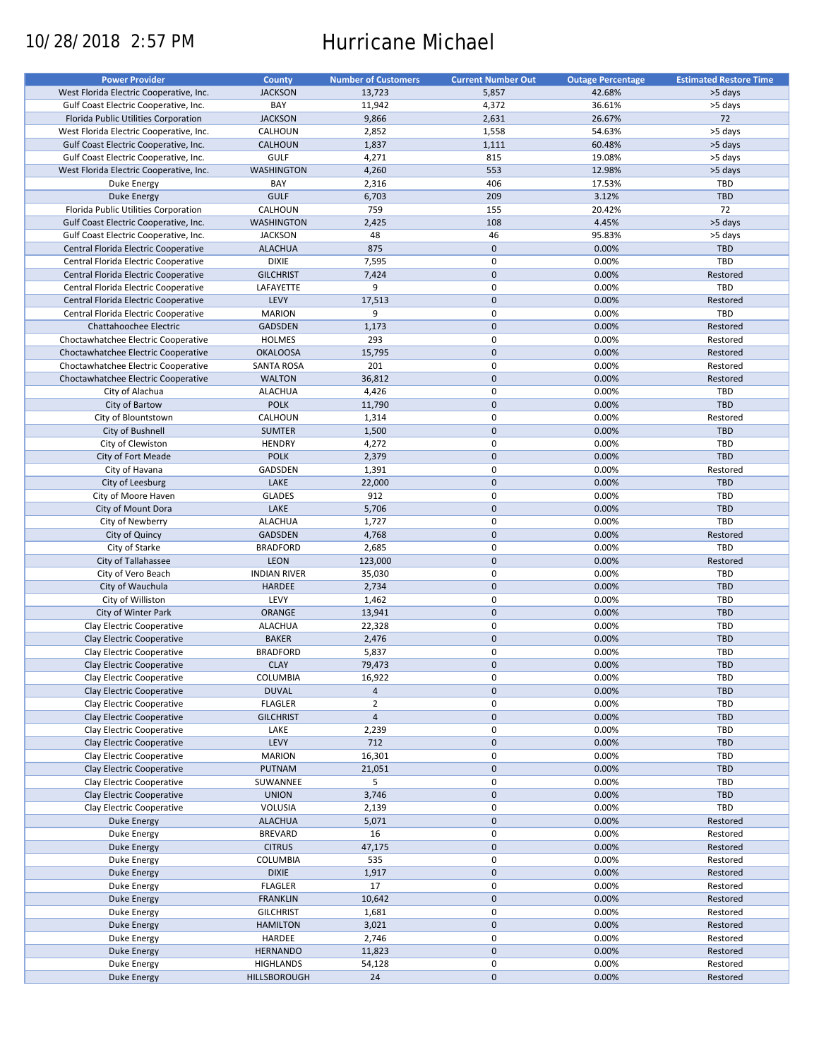10/28/2018 2:57 PM

# Hurricane Michael

| Power Provider | County | Number of Customers | Current Number Out | Outage Percentage | Estimated Restore Time |
|---|---|---|---|---|---|
| West Florida Electric Cooperative, Inc. | JACKSON | 13,723 | 5,857 | 42.68% | >5 days |
| Gulf Coast Electric Cooperative, Inc. | BAY | 11,942 | 4,372 | 36.61% | >5 days |
| Florida Public Utilities Corporation | JACKSON | 9,866 | 2,631 | 26.67% | 72 |
| West Florida Electric Cooperative, Inc. | CALHOUN | 2,852 | 1,558 | 54.63% | >5 days |
| Gulf Coast Electric Cooperative, Inc. | CALHOUN | 1,837 | 1,111 | 60.48% | >5 days |
| Gulf Coast Electric Cooperative, Inc. | GULF | 4,271 | 815 | 19.08% | >5 days |
| West Florida Electric Cooperative, Inc. | WASHINGTON | 4,260 | 553 | 12.98% | >5 days |
| Duke Energy | BAY | 2,316 | 406 | 17.53% | TBD |
| Duke Energy | GULF | 6,703 | 209 | 3.12% | TBD |
| Florida Public Utilities Corporation | CALHOUN | 759 | 155 | 20.42% | 72 |
| Gulf Coast Electric Cooperative, Inc. | WASHINGTON | 2,425 | 108 | 4.45% | >5 days |
| Gulf Coast Electric Cooperative, Inc. | JACKSON | 48 | 46 | 95.83% | >5 days |
| Central Florida Electric Cooperative | ALACHUA | 875 | 0 | 0.00% | TBD |
| Central Florida Electric Cooperative | DIXIE | 7,595 | 0 | 0.00% | TBD |
| Central Florida Electric Cooperative | GILCHRIST | 7,424 | 0 | 0.00% | Restored |
| Central Florida Electric Cooperative | LAFAYETTE | 9 | 0 | 0.00% | TBD |
| Central Florida Electric Cooperative | LEVY | 17,513 | 0 | 0.00% | Restored |
| Central Florida Electric Cooperative | MARION | 9 | 0 | 0.00% | TBD |
| Chattahoochee Electric | GADSDEN | 1,173 | 0 | 0.00% | Restored |
| Choctawhatchee Electric Cooperative | HOLMES | 293 | 0 | 0.00% | Restored |
| Choctawhatchee Electric Cooperative | OKALOOSA | 15,795 | 0 | 0.00% | Restored |
| Choctawhatchee Electric Cooperative | SANTA ROSA | 201 | 0 | 0.00% | Restored |
| Choctawhatchee Electric Cooperative | WALTON | 36,812 | 0 | 0.00% | Restored |
| City of Alachua | ALACHUA | 4,426 | 0 | 0.00% | TBD |
| City of Bartow | POLK | 11,790 | 0 | 0.00% | TBD |
| City of Blountstown | CALHOUN | 1,314 | 0 | 0.00% | Restored |
| City of Bushnell | SUMTER | 1,500 | 0 | 0.00% | TBD |
| City of Clewiston | HENDRY | 4,272 | 0 | 0.00% | TBD |
| City of Fort Meade | POLK | 2,379 | 0 | 0.00% | TBD |
| City of Havana | GADSDEN | 1,391 | 0 | 0.00% | Restored |
| City of Leesburg | LAKE | 22,000 | 0 | 0.00% | TBD |
| City of Moore Haven | GLADES | 912 | 0 | 0.00% | TBD |
| City of Mount Dora | LAKE | 5,706 | 0 | 0.00% | TBD |
| City of Newberry | ALACHUA | 1,727 | 0 | 0.00% | TBD |
| City of Quincy | GADSDEN | 4,768 | 0 | 0.00% | Restored |
| City of Starke | BRADFORD | 2,685 | 0 | 0.00% | TBD |
| City of Tallahassee | LEON | 123,000 | 0 | 0.00% | Restored |
| City of Vero Beach | INDIAN RIVER | 35,030 | 0 | 0.00% | TBD |
| City of Wauchula | HARDEE | 2,734 | 0 | 0.00% | TBD |
| City of Williston | LEVY | 1,462 | 0 | 0.00% | TBD |
| City of Winter Park | ORANGE | 13,941 | 0 | 0.00% | TBD |
| Clay Electric Cooperative | ALACHUA | 22,328 | 0 | 0.00% | TBD |
| Clay Electric Cooperative | BAKER | 2,476 | 0 | 0.00% | TBD |
| Clay Electric Cooperative | BRADFORD | 5,837 | 0 | 0.00% | TBD |
| Clay Electric Cooperative | CLAY | 79,473 | 0 | 0.00% | TBD |
| Clay Electric Cooperative | COLUMBIA | 16,922 | 0 | 0.00% | TBD |
| Clay Electric Cooperative | DUVAL | 4 | 0 | 0.00% | TBD |
| Clay Electric Cooperative | FLAGLER | 2 | 0 | 0.00% | TBD |
| Clay Electric Cooperative | GILCHRIST | 4 | 0 | 0.00% | TBD |
| Clay Electric Cooperative | LAKE | 2,239 | 0 | 0.00% | TBD |
| Clay Electric Cooperative | LEVY | 712 | 0 | 0.00% | TBD |
| Clay Electric Cooperative | MARION | 16,301 | 0 | 0.00% | TBD |
| Clay Electric Cooperative | PUTNAM | 21,051 | 0 | 0.00% | TBD |
| Clay Electric Cooperative | SUWANNEE | 5 | 0 | 0.00% | TBD |
| Clay Electric Cooperative | UNION | 3,746 | 0 | 0.00% | TBD |
| Clay Electric Cooperative | VOLUSIA | 2,139 | 0 | 0.00% | TBD |
| Duke Energy | ALACHUA | 5,071 | 0 | 0.00% | Restored |
| Duke Energy | BREVARD | 16 | 0 | 0.00% | Restored |
| Duke Energy | CITRUS | 47,175 | 0 | 0.00% | Restored |
| Duke Energy | COLUMBIA | 535 | 0 | 0.00% | Restored |
| Duke Energy | DIXIE | 1,917 | 0 | 0.00% | Restored |
| Duke Energy | FLAGLER | 17 | 0 | 0.00% | Restored |
| Duke Energy | FRANKLIN | 10,642 | 0 | 0.00% | Restored |
| Duke Energy | GILCHRIST | 1,681 | 0 | 0.00% | Restored |
| Duke Energy | HAMILTON | 3,021 | 0 | 0.00% | Restored |
| Duke Energy | HARDEE | 2,746 | 0 | 0.00% | Restored |
| Duke Energy | HERNANDO | 11,823 | 0 | 0.00% | Restored |
| Duke Energy | HIGHLANDS | 54,128 | 0 | 0.00% | Restored |
| Duke Energy | HILLSBOROUGH | 24 | 0 | 0.00% | Restored |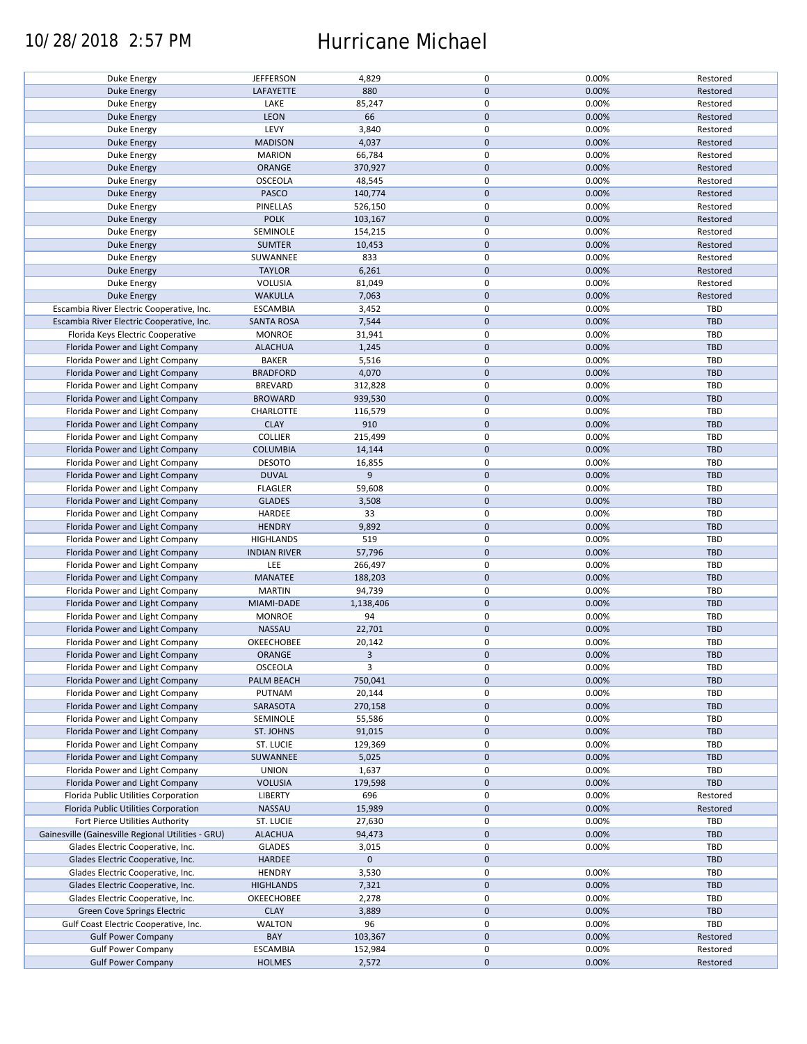| | | | | | |
|---|---|---|---|---|---|
| Duke Energy | JEFFERSON | 4,829 | 0 | 0.00% | Restored |
| Duke Energy | LAFAYETTE | 880 | 0 | 0.00% | Restored |
| Duke Energy | LAKE | 85,247 | 0 | 0.00% | Restored |
| Duke Energy | LEON | 66 | 0 | 0.00% | Restored |
| Duke Energy | LEVY | 3,840 | 0 | 0.00% | Restored |
| Duke Energy | MADISON | 4,037 | 0 | 0.00% | Restored |
| Duke Energy | MARION | 66,784 | 0 | 0.00% | Restored |
| Duke Energy | ORANGE | 370,927 | 0 | 0.00% | Restored |
| Duke Energy | OSCEOLA | 48,545 | 0 | 0.00% | Restored |
| Duke Energy | PASCO | 140,774 | 0 | 0.00% | Restored |
| Duke Energy | PINELLAS | 526,150 | 0 | 0.00% | Restored |
| Duke Energy | POLK | 103,167 | 0 | 0.00% | Restored |
| Duke Energy | SEMINOLE | 154,215 | 0 | 0.00% | Restored |
| Duke Energy | SUMTER | 10,453 | 0 | 0.00% | Restored |
| Duke Energy | SUWANNEE | 833 | 0 | 0.00% | Restored |
| Duke Energy | TAYLOR | 6,261 | 0 | 0.00% | Restored |
| Duke Energy | VOLUSIA | 81,049 | 0 | 0.00% | Restored |
| Duke Energy | WAKULLA | 7,063 | 0 | 0.00% | Restored |
| Escambia River Electric Cooperative, Inc. | ESCAMBIA | 3,452 | 0 | 0.00% | TBD |
| Escambia River Electric Cooperative, Inc. | SANTA ROSA | 7,544 | 0 | 0.00% | TBD |
| Florida Keys Electric Cooperative | MONROE | 31,941 | 0 | 0.00% | TBD |
| Florida Power and Light Company | ALACHUA | 1,245 | 0 | 0.00% | TBD |
| Florida Power and Light Company | BAKER | 5,516 | 0 | 0.00% | TBD |
| Florida Power and Light Company | BRADFORD | 4,070 | 0 | 0.00% | TBD |
| Florida Power and Light Company | BREVARD | 312,828 | 0 | 0.00% | TBD |
| Florida Power and Light Company | BROWARD | 939,530 | 0 | 0.00% | TBD |
| Florida Power and Light Company | CHARLOTTE | 116,579 | 0 | 0.00% | TBD |
| Florida Power and Light Company | CLAY | 910 | 0 | 0.00% | TBD |
| Florida Power and Light Company | COLLIER | 215,499 | 0 | 0.00% | TBD |
| Florida Power and Light Company | COLUMBIA | 14,144 | 0 | 0.00% | TBD |
| Florida Power and Light Company | DESOTO | 16,855 | 0 | 0.00% | TBD |
| Florida Power and Light Company | DUVAL | 9 | 0 | 0.00% | TBD |
| Florida Power and Light Company | FLAGLER | 59,608 | 0 | 0.00% | TBD |
| Florida Power and Light Company | GLADES | 3,508 | 0 | 0.00% | TBD |
| Florida Power and Light Company | HARDEE | 33 | 0 | 0.00% | TBD |
| Florida Power and Light Company | HENDRY | 9,892 | 0 | 0.00% | TBD |
| Florida Power and Light Company | HIGHLANDS | 519 | 0 | 0.00% | TBD |
| Florida Power and Light Company | INDIAN RIVER | 57,796 | 0 | 0.00% | TBD |
| Florida Power and Light Company | LEE | 266,497 | 0 | 0.00% | TBD |
| Florida Power and Light Company | MANATEE | 188,203 | 0 | 0.00% | TBD |
| Florida Power and Light Company | MARTIN | 94,739 | 0 | 0.00% | TBD |
| Florida Power and Light Company | MIAMI-DADE | 1,138,406 | 0 | 0.00% | TBD |
| Florida Power and Light Company | MONROE | 94 | 0 | 0.00% | TBD |
| Florida Power and Light Company | NASSAU | 22,701 | 0 | 0.00% | TBD |
| Florida Power and Light Company | OKEECHOBEE | 20,142 | 0 | 0.00% | TBD |
| Florida Power and Light Company | ORANGE | 3 | 0 | 0.00% | TBD |
| Florida Power and Light Company | OSCEOLA | 3 | 0 | 0.00% | TBD |
| Florida Power and Light Company | PALM BEACH | 750,041 | 0 | 0.00% | TBD |
| Florida Power and Light Company | PUTNAM | 20,144 | 0 | 0.00% | TBD |
| Florida Power and Light Company | SARASOTA | 270,158 | 0 | 0.00% | TBD |
| Florida Power and Light Company | SEMINOLE | 55,586 | 0 | 0.00% | TBD |
| Florida Power and Light Company | ST. JOHNS | 91,015 | 0 | 0.00% | TBD |
| Florida Power and Light Company | ST. LUCIE | 129,369 | 0 | 0.00% | TBD |
| Florida Power and Light Company | SUWANNEE | 5,025 | 0 | 0.00% | TBD |
| Florida Power and Light Company | UNION | 1,637 | 0 | 0.00% | TBD |
| Florida Power and Light Company | VOLUSIA | 179,598 | 0 | 0.00% | TBD |
| Florida Public Utilities Corporation | LIBERTY | 696 | 0 | 0.00% | Restored |
| Florida Public Utilities Corporation | NASSAU | 15,989 | 0 | 0.00% | Restored |
| Fort Pierce Utilities Authority | ST. LUCIE | 27,630 | 0 | 0.00% | TBD |
| Gainesville (Gainesville Regional Utilities - GRU) | ALACHUA | 94,473 | 0 | 0.00% | TBD |
| Glades Electric Cooperative, Inc. | GLADES | 3,015 | 0 | 0.00% | TBD |
| Glades Electric Cooperative, Inc. | HARDEE | 0 | 0 | | TBD |
| Glades Electric Cooperative, Inc. | HENDRY | 3,530 | 0 | 0.00% | TBD |
| Glades Electric Cooperative, Inc. | HIGHLANDS | 7,321 | 0 | 0.00% | TBD |
| Glades Electric Cooperative, Inc. | OKEECHOBEE | 2,278 | 0 | 0.00% | TBD |
| Green Cove Springs Electric | CLAY | 3,889 | 0 | 0.00% | TBD |
| Gulf Coast Electric Cooperative, Inc. | WALTON | 96 | 0 | 0.00% | TBD |
| Gulf Power Company | BAY | 103,367 | 0 | 0.00% | Restored |
| Gulf Power Company | ESCAMBIA | 152,984 | 0 | 0.00% | Restored |
| Gulf Power Company | HOLMES | 2,572 | 0 | 0.00% | Restored |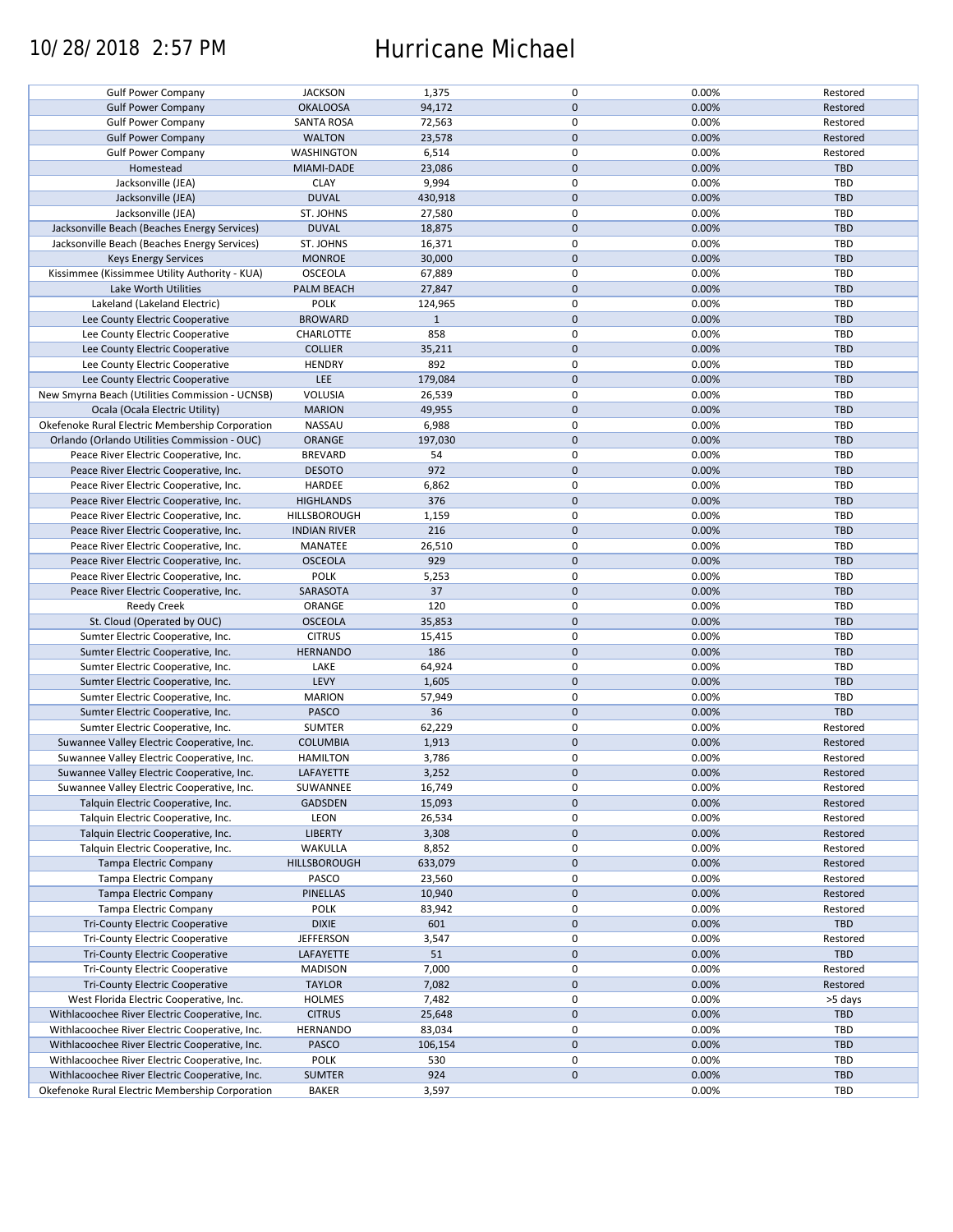| | | | | | |
|---|---|---|---|---|---|
| Gulf Power Company | JACKSON | 1,375 | 0 | 0.00% | Restored |
| Gulf Power Company | OKALOOSA | 94,172 | 0 | 0.00% | Restored |
| Gulf Power Company | SANTA ROSA | 72,563 | 0 | 0.00% | Restored |
| Gulf Power Company | WALTON | 23,578 | 0 | 0.00% | Restored |
| Gulf Power Company | WASHINGTON | 6,514 | 0 | 0.00% | Restored |
| Homestead | MIAMI-DADE | 23,086 | 0 | 0.00% | TBD |
| Jacksonville (JEA) | CLAY | 9,994 | 0 | 0.00% | TBD |
| Jacksonville (JEA) | DUVAL | 430,918 | 0 | 0.00% | TBD |
| Jacksonville (JEA) | ST. JOHNS | 27,580 | 0 | 0.00% | TBD |
| Jacksonville Beach (Beaches Energy Services) | DUVAL | 18,875 | 0 | 0.00% | TBD |
| Jacksonville Beach (Beaches Energy Services) | ST. JOHNS | 16,371 | 0 | 0.00% | TBD |
| Keys Energy Services | MONROE | 30,000 | 0 | 0.00% | TBD |
| Kissimmee (Kissimmee Utility Authority - KUA) | OSCEOLA | 67,889 | 0 | 0.00% | TBD |
| Lake Worth Utilities | PALM BEACH | 27,847 | 0 | 0.00% | TBD |
| Lakeland (Lakeland Electric) | POLK | 124,965 | 0 | 0.00% | TBD |
| Lee County Electric Cooperative | BROWARD | 1 | 0 | 0.00% | TBD |
| Lee County Electric Cooperative | CHARLOTTE | 858 | 0 | 0.00% | TBD |
| Lee County Electric Cooperative | COLLIER | 35,211 | 0 | 0.00% | TBD |
| Lee County Electric Cooperative | HENDRY | 892 | 0 | 0.00% | TBD |
| Lee County Electric Cooperative | LEE | 179,084 | 0 | 0.00% | TBD |
| New Smyrna Beach (Utilities Commission - UCNSB) | VOLUSIA | 26,539 | 0 | 0.00% | TBD |
| Ocala (Ocala Electric Utility) | MARION | 49,955 | 0 | 0.00% | TBD |
| Okefenoke Rural Electric Membership Corporation | NASSAU | 6,988 | 0 | 0.00% | TBD |
| Orlando (Orlando Utilities Commission - OUC) | ORANGE | 197,030 | 0 | 0.00% | TBD |
| Peace River Electric Cooperative, Inc. | BREVARD | 54 | 0 | 0.00% | TBD |
| Peace River Electric Cooperative, Inc. | DESOTO | 972 | 0 | 0.00% | TBD |
| Peace River Electric Cooperative, Inc. | HARDEE | 6,862 | 0 | 0.00% | TBD |
| Peace River Electric Cooperative, Inc. | HIGHLANDS | 376 | 0 | 0.00% | TBD |
| Peace River Electric Cooperative, Inc. | HILLSBOROUGH | 1,159 | 0 | 0.00% | TBD |
| Peace River Electric Cooperative, Inc. | INDIAN RIVER | 216 | 0 | 0.00% | TBD |
| Peace River Electric Cooperative, Inc. | MANATEE | 26,510 | 0 | 0.00% | TBD |
| Peace River Electric Cooperative, Inc. | OSCEOLA | 929 | 0 | 0.00% | TBD |
| Peace River Electric Cooperative, Inc. | POLK | 5,253 | 0 | 0.00% | TBD |
| Peace River Electric Cooperative, Inc. | SARASOTA | 37 | 0 | 0.00% | TBD |
| Reedy Creek | ORANGE | 120 | 0 | 0.00% | TBD |
| St. Cloud (Operated by OUC) | OSCEOLA | 35,853 | 0 | 0.00% | TBD |
| Sumter Electric Cooperative, Inc. | CITRUS | 15,415 | 0 | 0.00% | TBD |
| Sumter Electric Cooperative, Inc. | HERNANDO | 186 | 0 | 0.00% | TBD |
| Sumter Electric Cooperative, Inc. | LAKE | 64,924 | 0 | 0.00% | TBD |
| Sumter Electric Cooperative, Inc. | LEVY | 1,605 | 0 | 0.00% | TBD |
| Sumter Electric Cooperative, Inc. | MARION | 57,949 | 0 | 0.00% | TBD |
| Sumter Electric Cooperative, Inc. | PASCO | 36 | 0 | 0.00% | TBD |
| Sumter Electric Cooperative, Inc. | SUMTER | 62,229 | 0 | 0.00% | Restored |
| Suwannee Valley Electric Cooperative, Inc. | COLUMBIA | 1,913 | 0 | 0.00% | Restored |
| Suwannee Valley Electric Cooperative, Inc. | HAMILTON | 3,786 | 0 | 0.00% | Restored |
| Suwannee Valley Electric Cooperative, Inc. | LAFAYETTE | 3,252 | 0 | 0.00% | Restored |
| Suwannee Valley Electric Cooperative, Inc. | SUWANNEE | 16,749 | 0 | 0.00% | Restored |
| Talquin Electric Cooperative, Inc. | GADSDEN | 15,093 | 0 | 0.00% | Restored |
| Talquin Electric Cooperative, Inc. | LEON | 26,534 | 0 | 0.00% | Restored |
| Talquin Electric Cooperative, Inc. | LIBERTY | 3,308 | 0 | 0.00% | Restored |
| Talquin Electric Cooperative, Inc. | WAKULLA | 8,852 | 0 | 0.00% | Restored |
| Tampa Electric Company | HILLSBOROUGH | 633,079 | 0 | 0.00% | Restored |
| Tampa Electric Company | PASCO | 23,560 | 0 | 0.00% | Restored |
| Tampa Electric Company | PINELLAS | 10,940 | 0 | 0.00% | Restored |
| Tampa Electric Company | POLK | 83,942 | 0 | 0.00% | Restored |
| Tri-County Electric Cooperative | DIXIE | 601 | 0 | 0.00% | TBD |
| Tri-County Electric Cooperative | JEFFERSON | 3,547 | 0 | 0.00% | Restored |
| Tri-County Electric Cooperative | LAFAYETTE | 51 | 0 | 0.00% | TBD |
| Tri-County Electric Cooperative | MADISON | 7,000 | 0 | 0.00% | Restored |
| Tri-County Electric Cooperative | TAYLOR | 7,082 | 0 | 0.00% | Restored |
| West Florida Electric Cooperative, Inc. | HOLMES | 7,482 | 0 | 0.00% | >5 days |
| Withlacoochee River Electric Cooperative, Inc. | CITRUS | 25,648 | 0 | 0.00% | TBD |
| Withlacoochee River Electric Cooperative, Inc. | HERNANDO | 83,034 | 0 | 0.00% | TBD |
| Withlacoochee River Electric Cooperative, Inc. | PASCO | 106,154 | 0 | 0.00% | TBD |
| Withlacoochee River Electric Cooperative, Inc. | POLK | 530 | 0 | 0.00% | TBD |
| Withlacoochee River Electric Cooperative, Inc. | SUMTER | 924 | 0 | 0.00% | TBD |
| Okefenoke Rural Electric Membership Corporation | BAKER | 3,597 | | 0.00% | TBD |